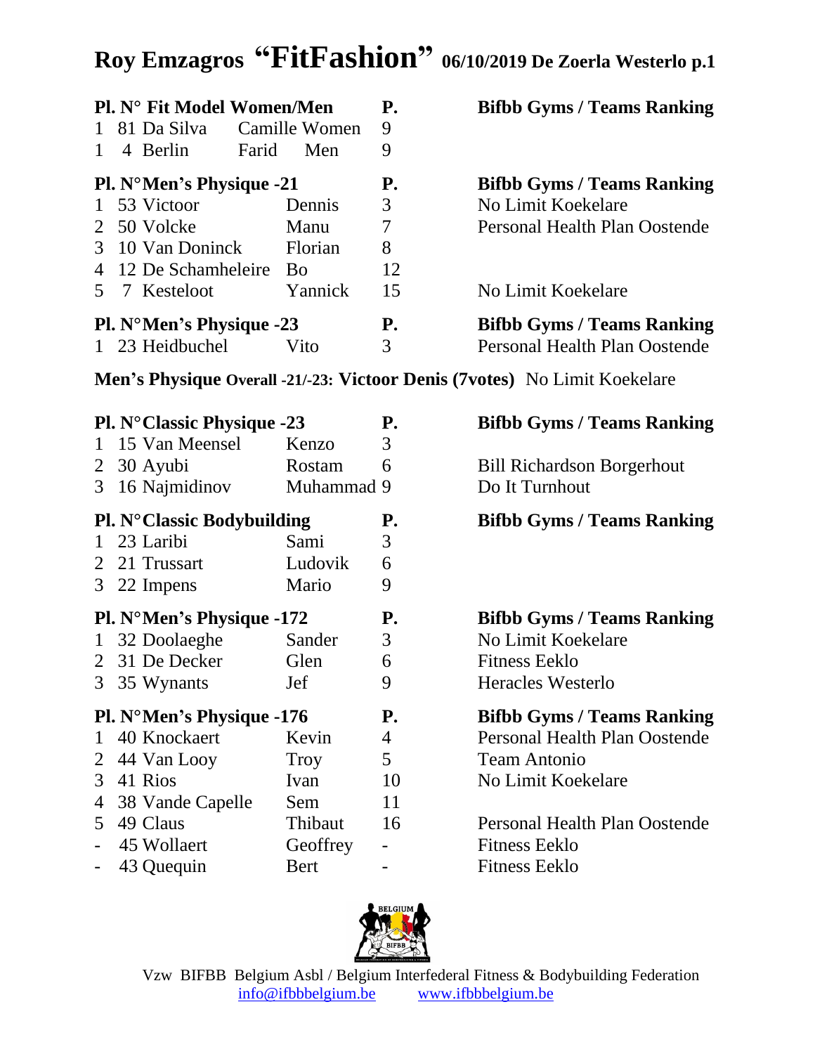# Roy Emzagros "FitFashion" 06/10/2019 De Zoerla Westerlo p.1

| Pl. | N° | Fit Model Women/Men | | | P. | Bifbb Gyms / Teams Ranking |
|---|---|---|---|---|---|---|
| 1 | 81 | Da Silva | Camille | Women | 9 | |
| 1 | 4 | Berlin | Farid | Men | 9 | |

| Pl. | N° | Men's Physique -21 | | P. | Bifbb Gyms / Teams Ranking |
|---|---|---|---|---|---|
| 1 | 53 | Victoor | Dennis | 3 | No Limit Koekelare |
| 2 | 50 | Volcke | Manu | 7 | Personal Health Plan Oostende |
| 3 | 10 | Van Doninck | Florian | 8 | |
| 4 | 12 | De Schamheleire | Bo | 12 | |
| 5 | 7 | Kesteloot | Yannick | 15 | No Limit Koekelare |

| Pl. | N° | Men's Physique -23 | | P. | Bifbb Gyms / Teams Ranking |
|---|---|---|---|---|---|
| 1 | 23 | Heidbuchel | Vito | 3 | Personal Health Plan Oostende |

**Men's Physique Overall -21/-23: Victoor Denis (7votes)** No Limit Koekelare

| Pl. | N° | Classic Physique -23 | | P. | Bifbb Gyms / Teams Ranking |
|---|---|---|---|---|---|
| 1 | 15 | Van Meensel | Kenzo | 3 | |
| 2 | 30 | Ayubi | Rostam | 6 | Bill Richardson Borgerhout |
| 3 | 16 | Najmidinov | Muhammad | 9 | Do It Turnhout |

| Pl. | N° | Classic Bodybuilding | | P. | Bifbb Gyms / Teams Ranking |
|---|---|---|---|---|---|
| 1 | 23 | Laribi | Sami | 3 | |
| 2 | 21 | Trussart | Ludovik | 6 | |
| 3 | 22 | Impens | Mario | 9 | |

| Pl. | N° | Men's Physique -172 | | P. | Bifbb Gyms / Teams Ranking |
|---|---|---|---|---|---|
| 1 | 32 | Doolaeghe | Sander | 3 | No Limit Koekelare |
| 2 | 31 | De Decker | Glen | 6 | Fitness Eeklo |
| 3 | 35 | Wynants | Jef | 9 | Heracles Westerlo |

| Pl. | N° | Men's Physique -176 | | P. | Bifbb Gyms / Teams Ranking |
|---|---|---|---|---|---|
| 1 | 40 | Knockaert | Kevin | 4 | Personal Health Plan Oostende |
| 2 | 44 | Van Looy | Troy | 5 | Team Antonio |
| 3 | 41 | Rios | Ivan | 10 | No Limit Koekelare |
| 4 | 38 | Vande Capelle | Sem | 11 | |
| 5 | 49 | Claus | Thibaut | 16 | Personal Health Plan Oostende |
| - | 45 | Wollaert | Geoffrey | - | Fitness Eeklo |
| - | 43 | Quequin | Bert | - | Fitness Eeklo |

Vzw BIFBB Belgium Asbl / Belgium Interfederal Fitness & Bodybuilding Federation
info@ifbbbelgium.be www.ifbbbelgium.be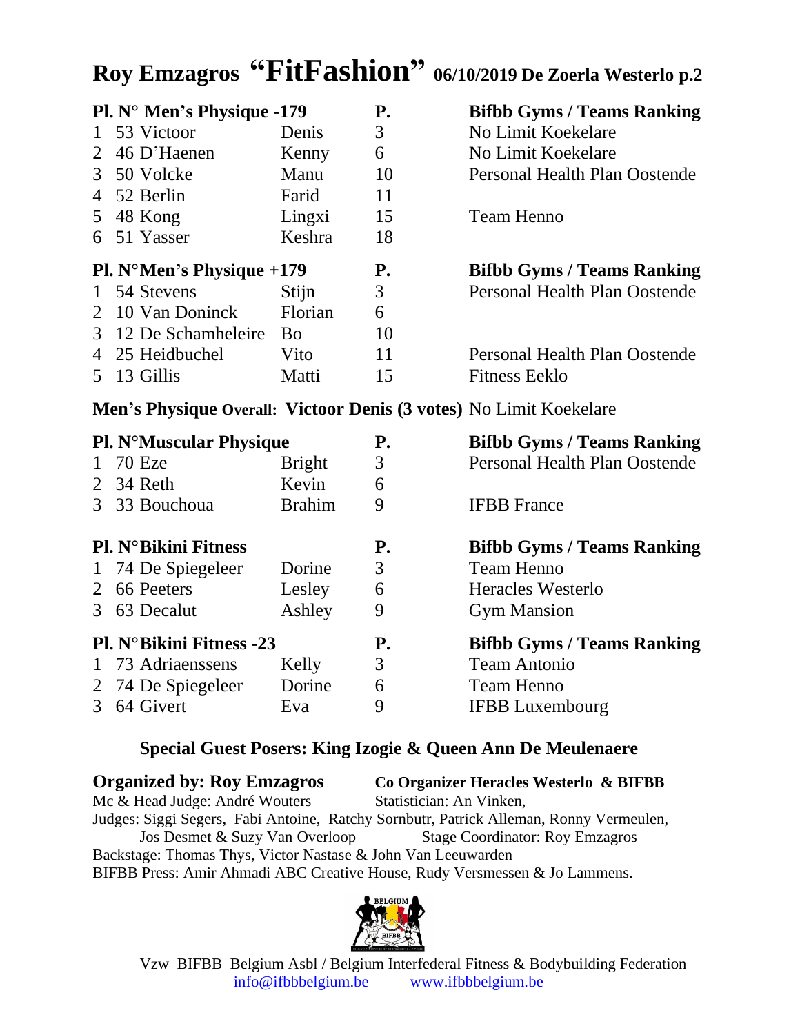# Roy Emzagros "FitFashion" 06/10/2019 De Zoerla Westerlo p.2

| Pl. | N° | Men's Physique -179 | | P. | Bifbb Gyms / Teams Ranking |
|---|---|---|---|---|---|
| 1 | 53 | Victoor | Denis | 3 | No Limit Koekelare |
| 2 | 46 | D'Haenen | Kenny | 6 | No Limit Koekelare |
| 3 | 50 | Volcke | Manu | 10 | Personal Health Plan Oostende |
| 4 | 52 | Berlin | Farid | 11 | |
| 5 | 48 | Kong | Lingxi | 15 | Team Henno |
| 6 | 51 | Yasser | Keshra | 18 | |

| Pl. | N° | Men's Physique +179 | | P. | Bifbb Gyms / Teams Ranking |
|---|---|---|---|---|---|
| 1 | 54 | Stevens | Stijn | 3 | Personal Health Plan Oostende |
| 2 | 10 | Van Doninck | Florian | 6 | |
| 3 | 12 | De Schamheleire | Bo | 10 | |
| 4 | 25 | Heidbuchel | Vito | 11 | Personal Health Plan Oostende |
| 5 | 13 | Gillis | Matti | 15 | Fitness Eeklo |

**Men's Physique Overall: Victoor Denis (3 votes)** No Limit Koekelare

| Pl. | N° | Muscular Physique | | P. | Bifbb Gyms / Teams Ranking |
|---|---|---|---|---|---|
| 1 | 70 | Eze | Bright | 3 | Personal Health Plan Oostende |
| 2 | 34 | Reth | Kevin | 6 | |
| 3 | 33 | Bouchoua | Brahim | 9 | IFBB France |

| Pl. | N° | Bikini Fitness | | P. | Bifbb Gyms / Teams Ranking |
|---|---|---|---|---|---|
| 1 | 74 | De Spiegeleer | Dorine | 3 | Team Henno |
| 2 | 66 | Peeters | Lesley | 6 | Heracles Westerlo |
| 3 | 63 | Decalut | Ashley | 9 | Gym Mansion |

| Pl. | N° | Bikini Fitness -23 | | P. | Bifbb Gyms / Teams Ranking |
|---|---|---|---|---|---|
| 1 | 73 | Adriaenssens | Kelly | 3 | Team Antonio |
| 2 | 74 | De Spiegeleer | Dorine | 6 | Team Henno |
| 3 | 64 | Givert | Eva | 9 | IFBB Luxembourg |

**Special Guest Posers: King Izogie & Queen Ann De Meulenaere**

**Organized by: Roy Emzagros** **Co Organizer Heracles Westerlo & BIFBB**

Mc & Head Judge: André Wouters Statistician: An Vinken,

Judges: Siggi Segers, Fabi Antoine, Ratchy Sornbutr, Patrick Alleman, Ronny Vermeulen, Jos Desmet & Suzy Van Overloop Stage Coordinator: Roy Emzagros

Backstage: Thomas Thys, Victor Nastase & John Van Leeuwarden

BIFBB Press: Amir Ahmadi ABC Creative House, Rudy Versmessen & Jo Lammens.

Vzw BIFBB Belgium Asbl / Belgium Interfederal Fitness & Bodybuilding Federation
info@ifbbbelgium.be www.ifbbbelgium.be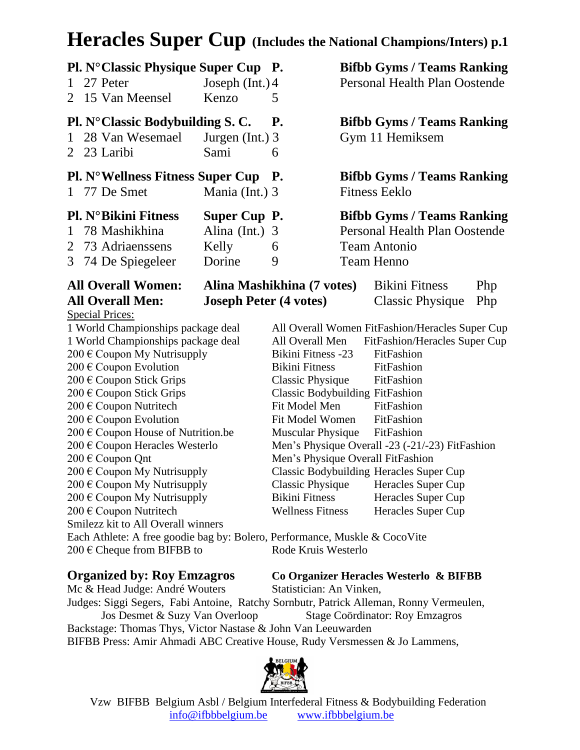# Heracles Super Cup (Includes the National Champions/Inters) p.1

| Pl. | N° | Classic Physique Super Cup | | P. | Bifbb Gyms / Teams Ranking |
|---|---|---|---|---|---|
| 1 | 27 | Peter | Joseph (Int.) | 4 | Personal Health Plan Oostende |
| 2 | 15 | Van Meensel | Kenzo | 5 | |

| Pl. | N° | Classic Bodybuilding S. C. | | P. | Bifbb Gyms / Teams Ranking |
|---|---|---|---|---|---|
| 1 | 28 | Van Wesemael | Jurgen (Int.) | 3 | Gym 11 Hemiksem |
| 2 | 23 | Laribi | Sami | 6 | |

| Pl. | N° | Wellness Fitness Super Cup | | P. | Bifbb Gyms / Teams Ranking |
|---|---|---|---|---|---|
| 1 | 77 | De Smet | Mania (Int.) | 3 | Fitness Eeklo |

| Pl. | N° | Bikini Fitness | Super Cup | P. | Bifbb Gyms / Teams Ranking |
|---|---|---|---|---|---|
| 1 | 78 | Mashikhina | Alina (Int.) | 3 | Personal Health Plan Oostende |
| 2 | 73 | Adriaenssens | Kelly | 6 | Team Antonio |
| 3 | 74 | De Spiegeleer | Dorine | 9 | Team Henno |

**All Overall Women:** **Alina Mashikhina (7 votes)** Bikini Fitness Php

**All Overall Men:** **Joseph Peter (4 votes)** Classic Physique Php

Special Prices:

| Prize | Category | Event |
|---|---|---|
| 1 World Championships package deal | All Overall Women | FitFashion/Heracles Super Cup |
| 1 World Championships package deal | All Overall Men | FitFashion/Heracles Super Cup |
| 200 € Coupon My Nutrisupply | Bikini Fitness -23 | FitFashion |
| 200 € Coupon Evolution | Bikini Fitness | FitFashion |
| 200 € Coupon Stick Grips | Classic Physique | FitFashion |
| 200 € Coupon Stick Grips | Classic Bodybuilding | FitFashion |
| 200 € Coupon Nutritech | Fit Model Men | FitFashion |
| 200 € Coupon Evolution | Fit Model Women | FitFashion |
| 200 € Coupon House of Nutrition.be | Muscular Physique | FitFashion |
| 200 € Coupon Heracles Westerlo | Men's Physique Overall -23 (-21/-23) | FitFashion |
| 200 € Coupon Qnt | Men's Physique Overall | FitFashion |
| 200 € Coupon My Nutrisupply | Classic Bodybuilding | Heracles Super Cup |
| 200 € Coupon My Nutrisupply | Classic Physique | Heracles Super Cup |
| 200 € Coupon My Nutrisupply | Bikini Fitness | Heracles Super Cup |
| 200 € Coupon Nutritech | Wellness Fitness | Heracles Super Cup |

Smilezz kit to All Overall winners

Each Athlete: A free goodie bag by: Bolero, Performance, Muskle & CocoVite

200 € Cheque from BIFBB to Rode Kruis Westerlo

**Organized by: Roy Emzagros** **Co Organizer Heracles Westerlo & BIFBB**

Mc & Head Judge: André Wouters Statistician: An Vinken,

Judges: Siggi Segers, Fabi Antoine, Ratchy Sornbutr, Patrick Alleman, Ronny Vermeulen, Jos Desmet & Suzy Van Overloop Stage Coördinator: Roy Emzagros

Backstage: Thomas Thys, Victor Nastase & John Van Leeuwarden

BIFBB Press: Amir Ahmadi ABC Creative House, Rudy Versmessen & Jo Lammens,

Vzw BIFBB Belgium Asbl / Belgium Interfederal Fitness & Bodybuilding Federation
info@ifbbbelgium.be www.ifbbbelgium.be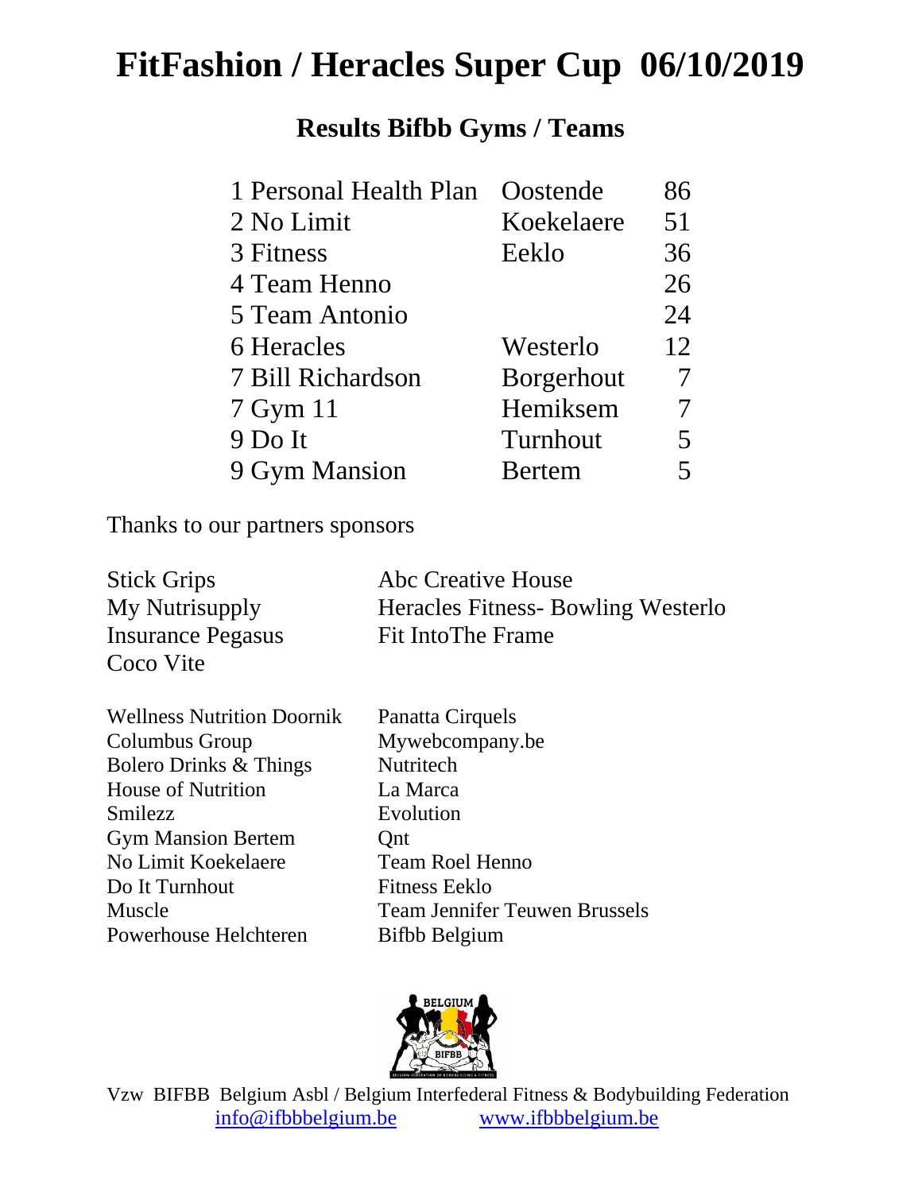# FitFashion / Heracles Super Cup 06/10/2019

## Results Bifbb Gyms / Teams

| | | |
|---|---|---|
| 1 Personal Health Plan | Oostende | 86 |
| 2 No Limit | Koekelaere | 51 |
| 3 Fitness | Eeklo | 36 |
| 4 Team Henno | | 26 |
| 5 Team Antonio | | 24 |
| 6 Heracles | Westerlo | 12 |
| 7 Bill Richardson | Borgerhout | 7 |
| 7 Gym 11 | Hemiksem | 7 |
| 9 Do It | Turnhout | 5 |
| 9 Gym Mansion | Bertem | 5 |

Thanks to our partners sponsors

Stick Grips
My Nutrisupply
Insurance Pegasus
Coco Vite
Abc Creative House
Heracles Fitness- Bowling Westerlo
Fit IntoThe Frame

Wellness Nutrition Doornik
Columbus Group
Bolero Drinks & Things
House of Nutrition
Smilezz
Gym Mansion Bertem
No Limit Koekelaere
Do It Turnhout
Muscle
Powerhouse Helchteren
Panatta Cirquels
Mywebcompany.be
Nutritech
La Marca
Evolution
Qnt
Team Roel Henno
Fitness Eeklo
Team Jennifer Teuwen Brussels
Bifbb Belgium

Vzw BIFBB Belgium Asbl / Belgium Interfederal Fitness & Bodybuilding Federation
info@ifbbbelgium.be www.ifbbbelgium.be